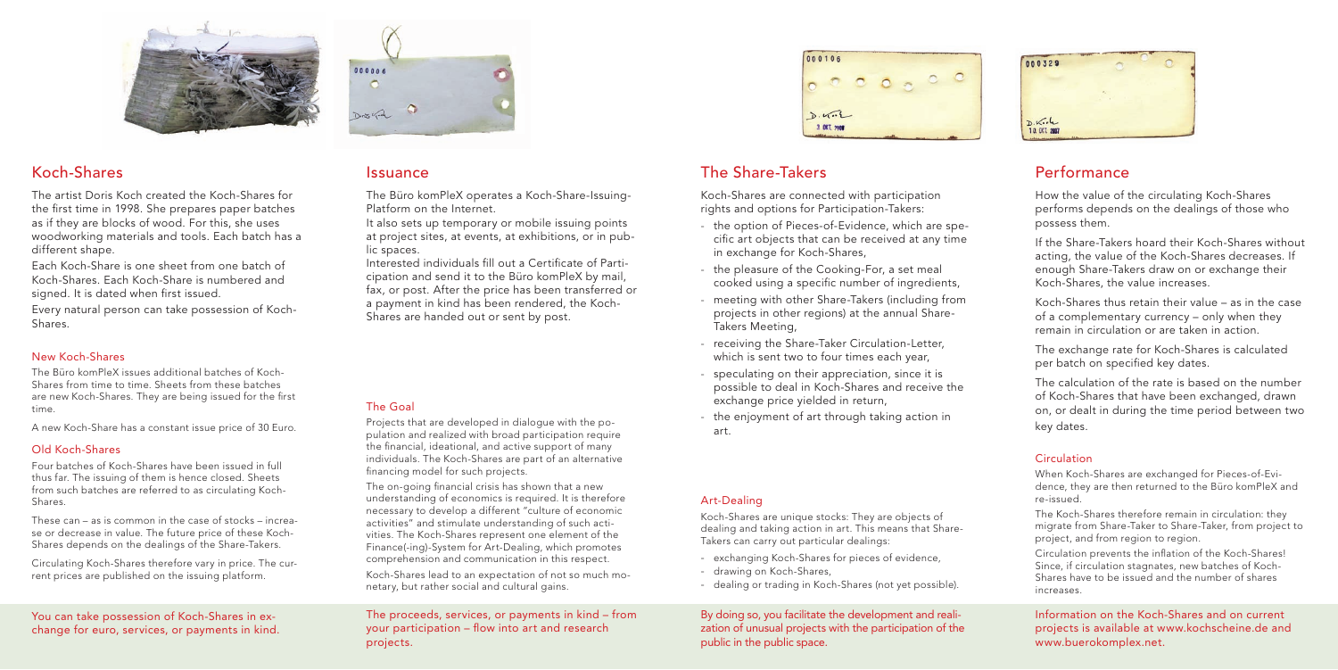## Koch-Shares

The artist Doris Koch created the Koch-Shares for the first time in 1998. She prepares paper batches as if they are blocks of wood. For this, she uses woodworking materials and tools. Each batch has a different shape.

Each Koch-Share is one sheet from one batch of Koch-Shares. Each Koch-Share is numbered and signed. It is dated when first issued.

Every natural person can take possession of Koch-Shares.

### New Koch-Shares

The Büro komPleX issues additional batches of Koch-Shares from time to time. Sheets from these batches are new Koch-Shares. They are being issued for the first time.

A new Koch-Share has a constant issue price of 30 Euro.

### Old Koch-Shares

Four batches of Koch-Shares have been issued in full thus far. The issuing of them is hence closed. Sheets from such batches are referred to as circulating Koch-Shares.

These can – as is common in the case of stocks – increase or decrease in value. The future price of these Koch-Shares depends on the dealings of the Share-Takers.

Circulating Koch-Shares therefore vary in price. The current prices are published on the issuing platform.

You can take possession of Koch-Shares in exchange for euro, services, or payments in kind.

## Issuance

The Büro komPleX operates a Koch-Share-Issuing-Platform on the Internet.

It also sets up temporary or mobile issuing points at project sites, at events, at exhibitions, or in public spaces.

Interested individuals fill out a Certificate of Participation and send it to the Büro komPleX by mail, fax, or post. After the price has been transferred or a payment in kind has been rendered, the Koch-Shares are handed out or sent by post.

### The Goal

Projects that are developed in dialogue with the population and realized with broad participation require the financial, ideational, and active support of many individuals. The Koch-Shares are part of an alternative financing model for such projects.

The on-going financial crisis has shown that a new understanding of economics is required. It is therefore necessary to develop a different "culture of economic activities" and stimulate understanding of such activities. The Koch-Shares represent one element of the Finance(-ing)-System for Art-Dealing, which promotes comprehension and communication in this respect.

Koch-Shares lead to an expectation of not so much monetary, but rather social and cultural gains.

The proceeds, services, or payments in kind – from your participation – flow into art and research projects.

## The Share-Takers

Koch-Shares are connected with participation rights and options for Participation-Takers:

- the option of Pieces-of-Evidence, which are specific art objects that can be received at any time in exchange for Koch-Shares,
- the pleasure of the Cooking-For, a set meal cooked using a specific number of ingredients,
- meeting with other Share-Takers (including from projects in other regions) at the annual Share-Takers Meeting,
- receiving the Share-Taker Circulation-Letter, which is sent two to four times each year,
- speculating on their appreciation, since it is possible to deal in Koch-Shares and receive the exchange price yielded in return,
- the enjoyment of art through taking action in art.

### Art-Dealing

Koch-Shares are unique stocks: They are objects of dealing and taking action in art. This means that Share-Takers can carry out particular dealings:

- exchanging Koch-Shares for pieces of evidence,
- drawing on Koch-Shares,
- dealing or trading in Koch-Shares (not yet possible).

By doing so, you facilitate the development and realization of unusual projects with the participation of the public in the public space.

## Performance

How the value of the circulating Koch-Shares performs depends on the dealings of those who possess them.

If the Share-Takers hoard their Koch-Shares without acting, the value of the Koch-Shares decreases. If enough Share-Takers draw on or exchange their Koch-Shares, the value increases.

Koch-Shares thus retain their value – as in the case of a complementary currency – only when they remain in circulation or are taken in action.

The exchange rate for Koch-Shares is calculated per batch on specified key dates.

The calculation of the rate is based on the number of Koch-Shares that have been exchanged, drawn on, or dealt in during the time period between two key dates.

### Circulation

When Koch-Shares are exchanged for Pieces-of-Evidence, they are then returned to the Büro komPleX and re-issued.

The Koch-Shares therefore remain in circulation: they migrate from Share-Taker to Share-Taker, from project to project, and from region to region.

Circulation prevents the inflation of the Koch-Shares! Since, if circulation stagnates, new batches of Koch-Shares have to be issued and the number of shares increases.

Information on the Koch-Shares and on current projects is available at www.kochscheine.de and www.buerokomplex.net.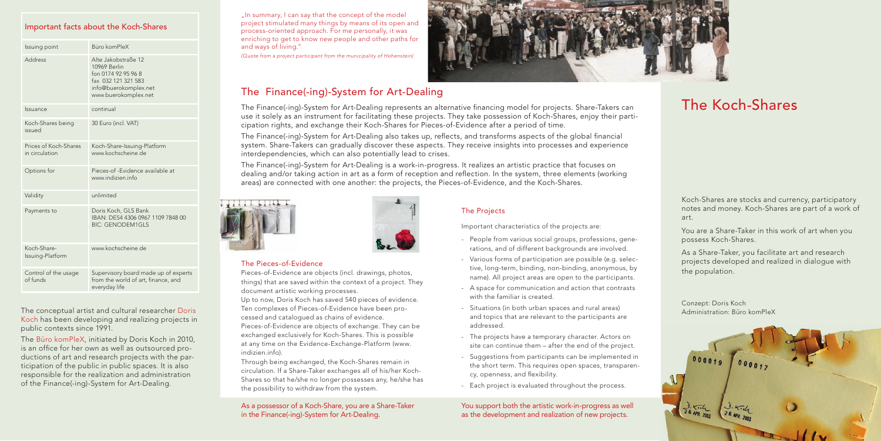## Important facts about the Koch-Shares

| | |
|---|---|
| Issuing point | Büro komPleX |
| Address | Alte Jakobstraße 12<br>10969 Berlin<br>fon 0174 92 95 96 8<br>fax 032 121 321 583<br>info@buerokomplex.net<br>www.buerokomplex.net |
| Issuance | continual |
| Koch-Shares being issued | 30 Euro (incl. VAT) |
| Prices of Koch-Shares in circulation | Koch-Share-Issuing-Platform<br>www.kochscheine.de |
| Options for | Pieces-of -Evidence available at<br>www.indizien.info |
| Validity | unlimited |
| Payments to | Doris Koch, GLS Bank<br>IBAN: DE54 4306 0967 1109 7848 00<br>BIC: GENODEM1GLS |
| Koch-Share-Issuing-Platform | www.kochscheine.de |
| Control of the usage of funds | Supervisory board made up of experts from the world of art, finance, and everyday life |

The conceptual artist and cultural researcher Doris Koch has been developing and realizing projects in public contexts since 1991.

The Büro komPleX, initiated by Doris Koch in 2010, is an office for her own as well as outsourced productions of art and research projects with the participation of the public in public spaces. It is also responsible for the realization and administration of the Finance(-ing)-System for Art-Dealing.

„In summary, I can say that the concept of the model project stimulated many things by means of its open and process-oriented approach. For me personally, it was enriching to get to know new people and other paths for and ways of living."

*(Quote from a project participant from the municipality of Hohenstein)*

## The Finance(-ing)-System for Art-Dealing

The Finance(-ing)-System for Art-Dealing represents an alternative financing model for projects. Share-Takers can use it solely as an instrument for facilitating these projects. They take possession of Koch-Shares, enjoy their participation rights, and exchange their Koch-Shares for Pieces-of-Evidence after a period of time.

The Finance(-ing)-System for Art-Dealing also takes up, reflects, and transforms aspects of the global financial system. Share-Takers can gradually discover these aspects. They receive insights into processes and experience interdependencies, which can also potentially lead to crises.

The Finance(-ing)-System for Art-Dealing is a work-in-progress. It realizes an artistic practice that focuses on dealing and/or taking action in art as a form of reception and reflection. In the system, three elements (working areas) are connected with one another: the projects, the Pieces-of-Evidence, and the Koch-Shares.

### The Pieces-of-Evidence

Pieces-of-Evidence are objects (incl. drawings, photos, things) that are saved within the context of a project. They document artistic working processes.

Up to now, Doris Koch has saved 540 pieces of evidence. Ten complexes of Pieces-of-Evidence have been processed and catalogued as chains of evidence.

Pieces-of-Evidence are objects of exchange. They can be exchanged exclusively for Koch-Shares. This is possible at any time on the Evidence-Exchange-Platform (www.indizien.info).

Through being exchanged, the Koch-Shares remain in circulation. If a Share-Taker exchanges all of his/her Koch-Shares so that he/she no longer possesses any, he/she has the possibility to withdraw from the system.

As a possessor of a Koch-Share, you are a Share-Taker in the Finance(-ing)-System for Art-Dealing.

### The Projects

Important characteristics of the projects are:

- People from various social groups, professions, generations, and of different backgrounds are involved.
- Various forms of participation are possible (e.g. selective, long-term, binding, non-binding, anonymous, by name). All project areas are open to the participants.
- A space for communication and action that contrasts with the familiar is created.
- Situations (in both urban spaces and rural areas) and topics that are relevant to the participants are addressed.
- The projects have a temporary character. Actors on site can continue them – after the end of the project.
- Suggestions from participants can be implemented in the short term. This requires open spaces, transparency, openness, and flexibility.
- Each project is evaluated throughout the process.

You support both the artistic work-in-progress as well as the development and realization of new projects.

# The Koch-Shares

Koch-Shares are stocks and currency, participatory notes and money. Koch-Shares are part of a work of art.

You are a Share-Taker in this work of art when you possess Koch-Shares.

As a Share-Taker, you facilitate art and research projects developed and realized in dialogue with the population.

Conzept: Doris Koch
Administration: Büro komPleX